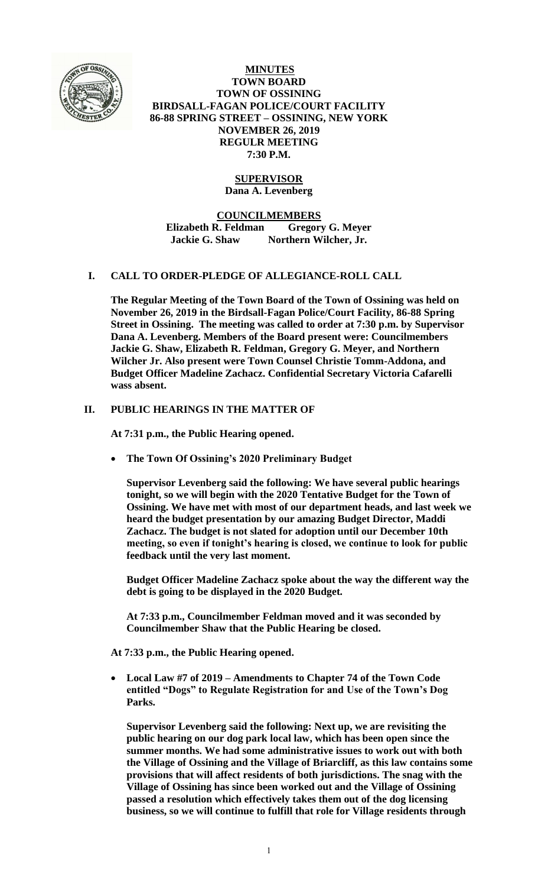# MINUTES
## TOWN BOARD
## TOWN OF OSSINING
## BIRDSALL-FAGAN POLICE/COURT FACILITY
## 86-88 SPRING STREET – OSSINING, NEW YORK
## NOVEMBER 26, 2019
## REGULR MEETING
## 7:30 P.M.

**SUPERVISOR**
**Dana A. Levenberg**

**COUNCILMEMBERS**
**Elizabeth R. Feldman Gregory G. Meyer**
**Jackie G. Shaw Northern Wilcher, Jr.**

## I. CALL TO ORDER-PLEDGE OF ALLEGIANCE-ROLL CALL

**The Regular Meeting of the Town Board of the Town of Ossining was held on November 26, 2019 in the Birdsall-Fagan Police/Court Facility, 86-88 Spring Street in Ossining. The meeting was called to order at 7:30 p.m. by Supervisor Dana A. Levenberg. Members of the Board present were: Councilmembers Jackie G. Shaw, Elizabeth R. Feldman, Gregory G. Meyer, and Northern Wilcher Jr. Also present were Town Counsel Christie Tomm-Addona, and Budget Officer Madeline Zachacz. Confidential Secretary Victoria Cafarelli wass absent.**

## II. PUBLIC HEARINGS IN THE MATTER OF

**At 7:31 p.m., the Public Hearing opened.**

- **The Town Of Ossining's 2020 Preliminary Budget**

**Supervisor Levenberg said the following: We have several public hearings tonight, so we will begin with the 2020 Tentative Budget for the Town of Ossining. We have met with most of our department heads, and last week we heard the budget presentation by our amazing Budget Director, Maddi Zachacz. The budget is not slated for adoption until our December 10th meeting, so even if tonight's hearing is closed, we continue to look for public feedback until the very last moment.**

**Budget Officer Madeline Zachacz spoke about the way the different way the debt is going to be displayed in the 2020 Budget.**

**At 7:33 p.m., Councilmember Feldman moved and it was seconded by Councilmember Shaw that the Public Hearing be closed.**

**At 7:33 p.m., the Public Hearing opened.**

- **Local Law #7 of 2019 – Amendments to Chapter 74 of the Town Code entitled "Dogs" to Regulate Registration for and Use of the Town's Dog Parks.**

**Supervisor Levenberg said the following: Next up, we are revisiting the public hearing on our dog park local law, which has been open since the summer months. We had some administrative issues to work out with both the Village of Ossining and the Village of Briarcliff, as this law contains some provisions that will affect residents of both jurisdictions. The snag with the Village of Ossining has since been worked out and the Village of Ossining passed a resolution which effectively takes them out of the dog licensing business, so we will continue to fulfill that role for Village residents through**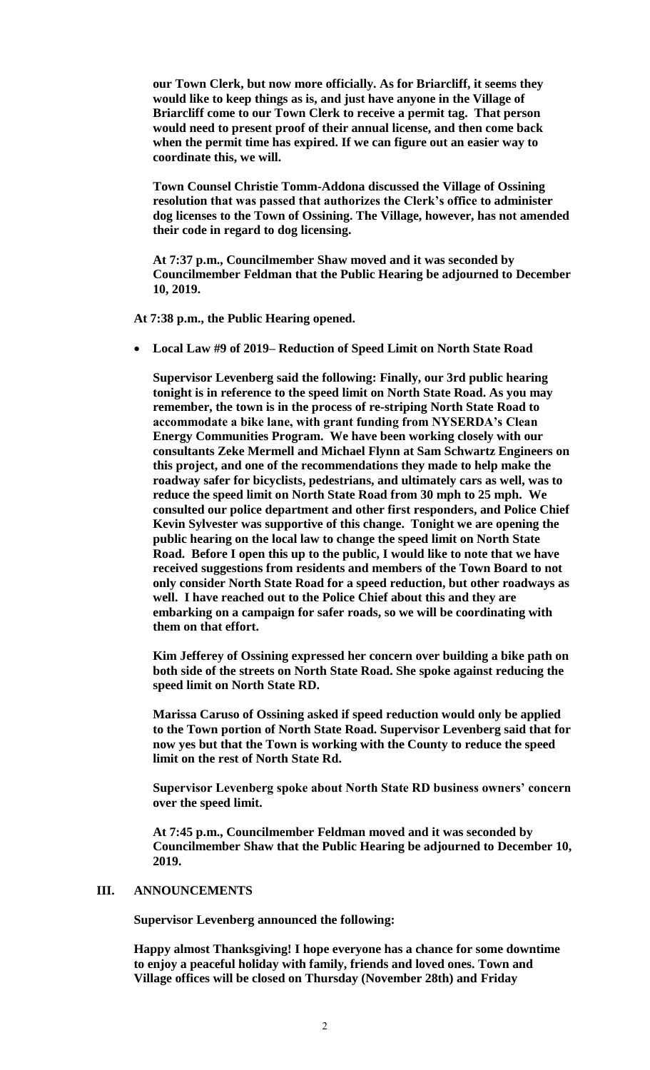**our Town Clerk, but now more officially. As for Briarcliff, it seems they would like to keep things as is, and just have anyone in the Village of Briarcliff come to our Town Clerk to receive a permit tag. That person would need to present proof of their annual license, and then come back when the permit time has expired. If we can figure out an easier way to coordinate this, we will.**

**Town Counsel Christie Tomm-Addona discussed the Village of Ossining resolution that was passed that authorizes the Clerk's office to administer dog licenses to the Town of Ossining. The Village, however, has not amended their code in regard to dog licensing.**

**At 7:37 p.m., Councilmember Shaw moved and it was seconded by Councilmember Feldman that the Public Hearing be adjourned to December 10, 2019.**

**At 7:38 p.m., the Public Hearing opened.**

- **Local Law #9 of 2019– Reduction of Speed Limit on North State Road**

**Supervisor Levenberg said the following: Finally, our 3rd public hearing tonight is in reference to the speed limit on North State Road. As you may remember, the town is in the process of re-striping North State Road to accommodate a bike lane, with grant funding from NYSERDA's Clean Energy Communities Program. We have been working closely with our consultants Zeke Mermell and Michael Flynn at Sam Schwartz Engineers on this project, and one of the recommendations they made to help make the roadway safer for bicyclists, pedestrians, and ultimately cars as well, was to reduce the speed limit on North State Road from 30 mph to 25 mph. We consulted our police department and other first responders, and Police Chief Kevin Sylvester was supportive of this change. Tonight we are opening the public hearing on the local law to change the speed limit on North State Road. Before I open this up to the public, I would like to note that we have received suggestions from residents and members of the Town Board to not only consider North State Road for a speed reduction, but other roadways as well. I have reached out to the Police Chief about this and they are embarking on a campaign for safer roads, so we will be coordinating with them on that effort.**

**Kim Jefferey of Ossining expressed her concern over building a bike path on both side of the streets on North State Road. She spoke against reducing the speed limit on North State RD.**

**Marissa Caruso of Ossining asked if speed reduction would only be applied to the Town portion of North State Road. Supervisor Levenberg said that for now yes but that the Town is working with the County to reduce the speed limit on the rest of North State Rd.**

**Supervisor Levenberg spoke about North State RD business owners' concern over the speed limit.**

**At 7:45 p.m., Councilmember Feldman moved and it was seconded by Councilmember Shaw that the Public Hearing be adjourned to December 10, 2019.**

## III. ANNOUNCEMENTS

**Supervisor Levenberg announced the following:**

**Happy almost Thanksgiving! I hope everyone has a chance for some downtime to enjoy a peaceful holiday with family, friends and loved ones. Town and Village offices will be closed on Thursday (November 28th) and Friday**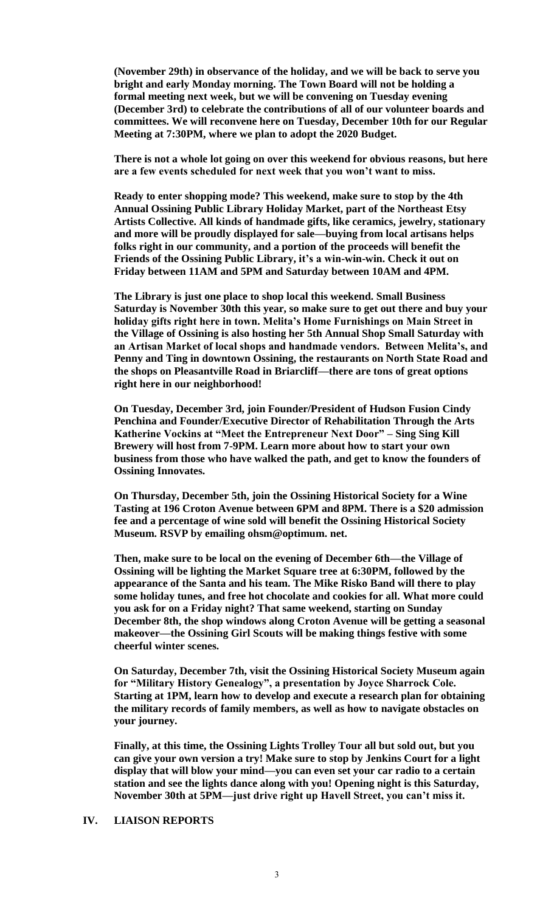**(November 29th) in observance of the holiday, and we will be back to serve you bright and early Monday morning. The Town Board will not be holding a formal meeting next week, but we will be convening on Tuesday evening (December 3rd) to celebrate the contributions of all of our volunteer boards and committees. We will reconvene here on Tuesday, December 10th for our Regular Meeting at 7:30PM, where we plan to adopt the 2020 Budget.**

**There is not a whole lot going on over this weekend for obvious reasons, but here are a few events scheduled for next week that you won't want to miss.**

**Ready to enter shopping mode? This weekend, make sure to stop by the 4th Annual Ossining Public Library Holiday Market, part of the Northeast Etsy Artists Collective. All kinds of handmade gifts, like ceramics, jewelry, stationary and more will be proudly displayed for sale—buying from local artisans helps folks right in our community, and a portion of the proceeds will benefit the Friends of the Ossining Public Library, it's a win-win-win. Check it out on Friday between 11AM and 5PM and Saturday between 10AM and 4PM.**

**The Library is just one place to shop local this weekend. Small Business Saturday is November 30th this year, so make sure to get out there and buy your holiday gifts right here in town. Melita's Home Furnishings on Main Street in the Village of Ossining is also hosting her 5th Annual Shop Small Saturday with an Artisan Market of local shops and handmade vendors. Between Melita's, and Penny and Ting in downtown Ossining, the restaurants on North State Road and the shops on Pleasantville Road in Briarcliff—there are tons of great options right here in our neighborhood!**

**On Tuesday, December 3rd, join Founder/President of Hudson Fusion Cindy Penchina and Founder/Executive Director of Rehabilitation Through the Arts Katherine Vockins at "Meet the Entrepreneur Next Door" – Sing Sing Kill Brewery will host from 7-9PM. Learn more about how to start your own business from those who have walked the path, and get to know the founders of Ossining Innovates.**

**On Thursday, December 5th, join the Ossining Historical Society for a Wine Tasting at 196 Croton Avenue between 6PM and 8PM. There is a $20 admission fee and a percentage of wine sold will benefit the Ossining Historical Society Museum. RSVP by emailing ohsm@optimum. net.**

**Then, make sure to be local on the evening of December 6th—the Village of Ossining will be lighting the Market Square tree at 6:30PM, followed by the appearance of the Santa and his team. The Mike Risko Band will there to play some holiday tunes, and free hot chocolate and cookies for all. What more could you ask for on a Friday night? That same weekend, starting on Sunday December 8th, the shop windows along Croton Avenue will be getting a seasonal makeover—the Ossining Girl Scouts will be making things festive with some cheerful winter scenes.**

**On Saturday, December 7th, visit the Ossining Historical Society Museum again for "Military History Genealogy", a presentation by Joyce Sharrock Cole. Starting at 1PM, learn how to develop and execute a research plan for obtaining the military records of family members, as well as how to navigate obstacles on your journey.**

**Finally, at this time, the Ossining Lights Trolley Tour all but sold out, but you can give your own version a try! Make sure to stop by Jenkins Court for a light display that will blow your mind—you can even set your car radio to a certain station and see the lights dance along with you! Opening night is this Saturday, November 30th at 5PM—just drive right up Havell Street, you can't miss it.**

## IV. LIAISON REPORTS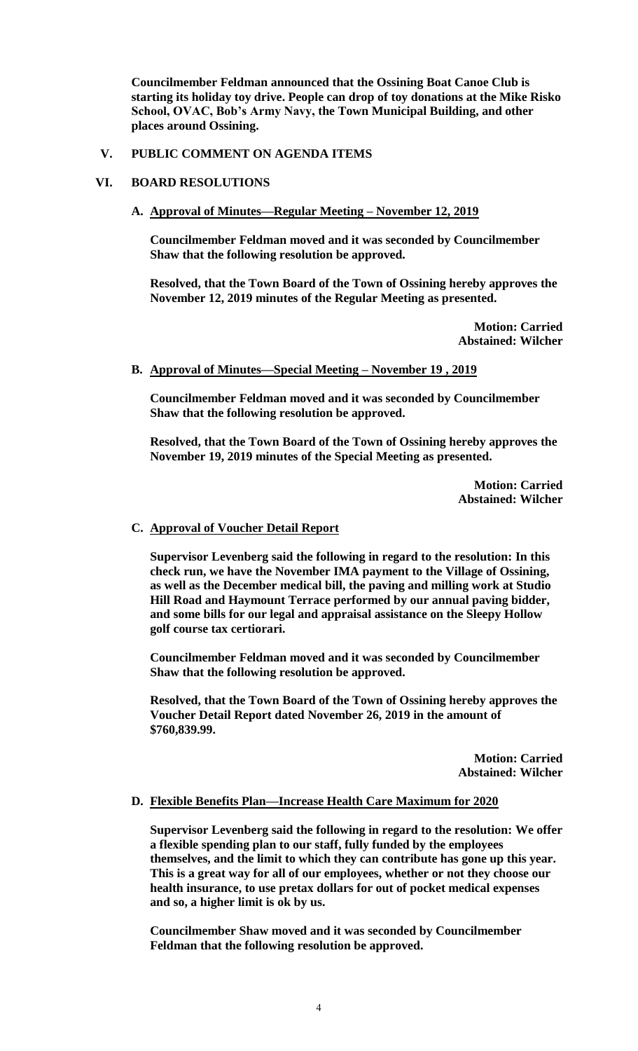**Councilmember Feldman announced that the Ossining Boat Canoe Club is starting its holiday toy drive. People can drop of toy donations at the Mike Risko School, OVAC, Bob's Army Navy, the Town Municipal Building, and other places around Ossining.**

## V. PUBLIC COMMENT ON AGENDA ITEMS

## VI. BOARD RESOLUTIONS

### A. Approval of Minutes—Regular Meeting – November 12, 2019

**Councilmember Feldman moved and it was seconded by Councilmember Shaw that the following resolution be approved.**

**Resolved, that the Town Board of the Town of Ossining hereby approves the November 12, 2019 minutes of the Regular Meeting as presented.**

**Motion: Carried**
**Abstained: Wilcher**

### B. Approval of Minutes—Special Meeting – November 19 , 2019

**Councilmember Feldman moved and it was seconded by Councilmember Shaw that the following resolution be approved.**

**Resolved, that the Town Board of the Town of Ossining hereby approves the November 19, 2019 minutes of the Special Meeting as presented.**

**Motion: Carried**
**Abstained: Wilcher**

### C. Approval of Voucher Detail Report

**Supervisor Levenberg said the following in regard to the resolution: In this check run, we have the November IMA payment to the Village of Ossining, as well as the December medical bill, the paving and milling work at Studio Hill Road and Haymount Terrace performed by our annual paving bidder, and some bills for our legal and appraisal assistance on the Sleepy Hollow golf course tax certiorari.**

**Councilmember Feldman moved and it was seconded by Councilmember Shaw that the following resolution be approved.**

**Resolved, that the Town Board of the Town of Ossining hereby approves the Voucher Detail Report dated November 26, 2019 in the amount of $760,839.99.**

**Motion: Carried**
**Abstained: Wilcher**

### D. Flexible Benefits Plan—Increase Health Care Maximum for 2020

**Supervisor Levenberg said the following in regard to the resolution: We offer a flexible spending plan to our staff, fully funded by the employees themselves, and the limit to which they can contribute has gone up this year. This is a great way for all of our employees, whether or not they choose our health insurance, to use pretax dollars for out of pocket medical expenses and so, a higher limit is ok by us.**

**Councilmember Shaw moved and it was seconded by Councilmember Feldman that the following resolution be approved.**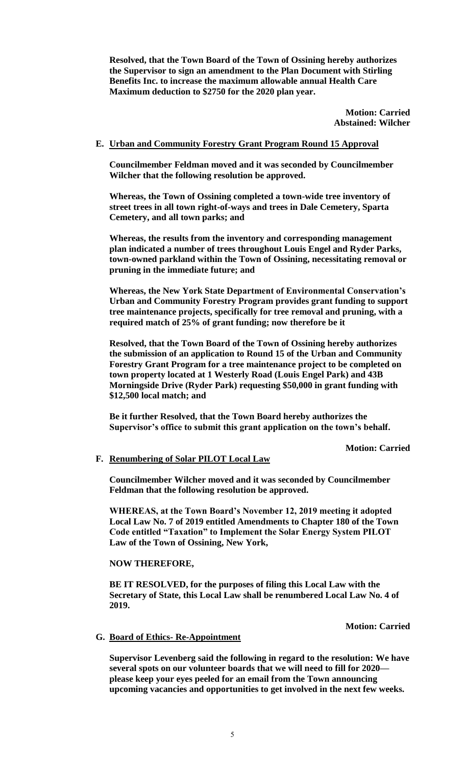**Resolved, that the Town Board of the Town of Ossining hereby authorizes the Supervisor to sign an amendment to the Plan Document with Stirling Benefits Inc. to increase the maximum allowable annual Health Care Maximum deduction to $2750 for the 2020 plan year.**

**Motion: Carried**
**Abstained: Wilcher**

**E. Urban and Community Forestry Grant Program Round 15 Approval**

**Councilmember Feldman moved and it was seconded by Councilmember Wilcher that the following resolution be approved.**

**Whereas, the Town of Ossining completed a town-wide tree inventory of street trees in all town right-of-ways and trees in Dale Cemetery, Sparta Cemetery, and all town parks; and**

**Whereas, the results from the inventory and corresponding management plan indicated a number of trees throughout Louis Engel and Ryder Parks, town-owned parkland within the Town of Ossining, necessitating removal or pruning in the immediate future; and**

**Whereas, the New York State Department of Environmental Conservation's Urban and Community Forestry Program provides grant funding to support tree maintenance projects, specifically for tree removal and pruning, with a required match of 25% of grant funding; now therefore be it**

**Resolved, that the Town Board of the Town of Ossining hereby authorizes the submission of an application to Round 15 of the Urban and Community Forestry Grant Program for a tree maintenance project to be completed on town property located at 1 Westerly Road (Louis Engel Park) and 43B Morningside Drive (Ryder Park) requesting $50,000 in grant funding with $12,500 local match; and**

**Be it further Resolved, that the Town Board hereby authorizes the Supervisor's office to submit this grant application on the town's behalf.**

**Motion: Carried**

**F. Renumbering of Solar PILOT Local Law**

**Councilmember Wilcher moved and it was seconded by Councilmember Feldman that the following resolution be approved.**

**WHEREAS, at the Town Board's November 12, 2019 meeting it adopted Local Law No. 7 of 2019 entitled Amendments to Chapter 180 of the Town Code entitled "Taxation" to Implement the Solar Energy System PILOT Law of the Town of Ossining, New York,**

**NOW THEREFORE,**

**BE IT RESOLVED, for the purposes of filing this Local Law with the Secretary of State, this Local Law shall be renumbered Local Law No. 4 of 2019.**

**Motion: Carried**

**G. Board of Ethics- Re-Appointment**

**Supervisor Levenberg said the following in regard to the resolution: We have several spots on our volunteer boards that we will need to fill for 2020—please keep your eyes peeled for an email from the Town announcing upcoming vacancies and opportunities to get involved in the next few weeks.**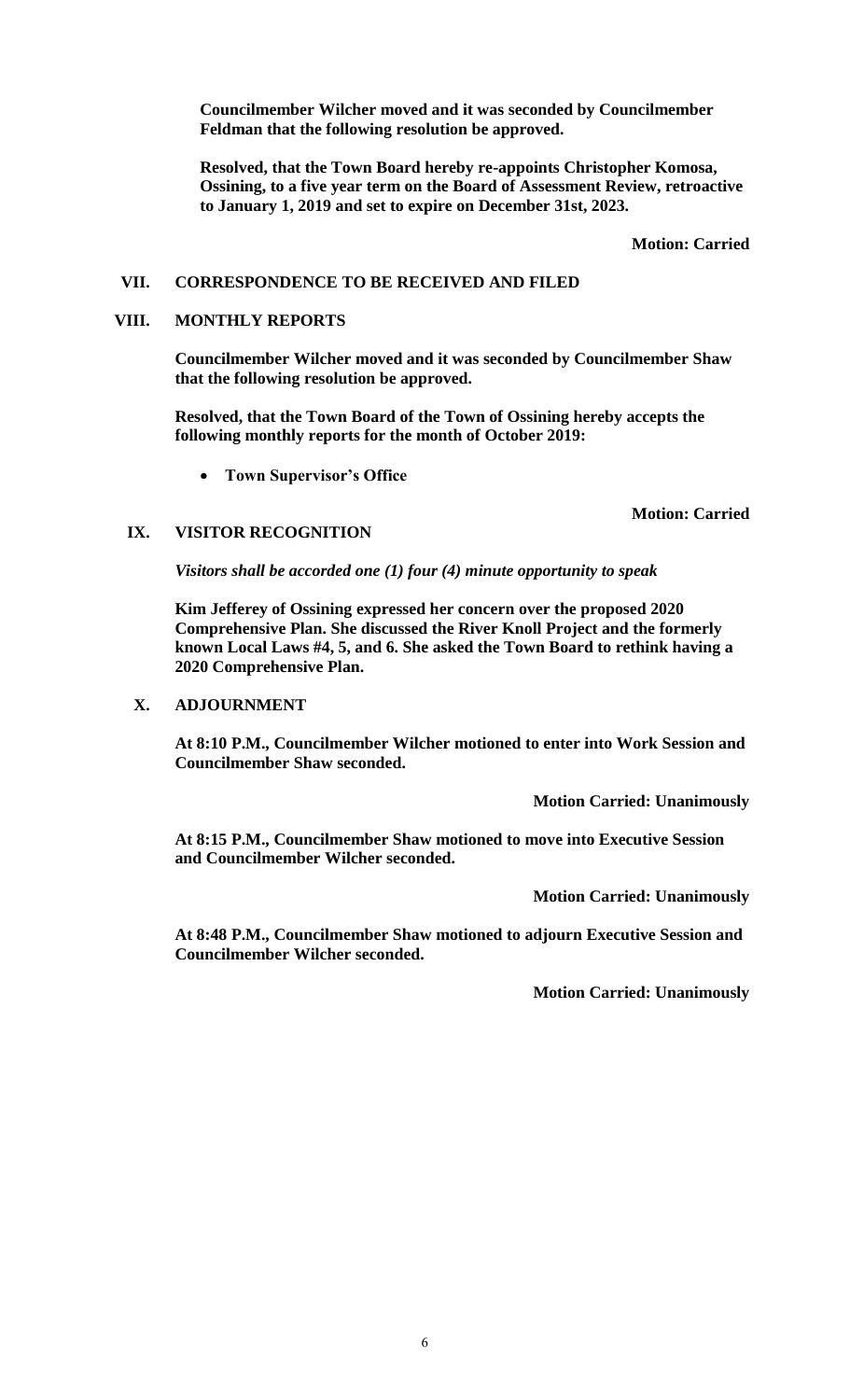**Councilmember Wilcher moved and it was seconded by Councilmember Feldman that the following resolution be approved.**

**Resolved, that the Town Board hereby re-appoints Christopher Komosa, Ossining, to a five year term on the Board of Assessment Review, retroactive to January 1, 2019 and set to expire on December 31st, 2023.**

**Motion: Carried**

## VII. CORRESPONDENCE TO BE RECEIVED AND FILED

## VIII. MONTHLY REPORTS

**Councilmember Wilcher moved and it was seconded by Councilmember Shaw that the following resolution be approved.**

**Resolved, that the Town Board of the Town of Ossining hereby accepts the following monthly reports for the month of October 2019:**

- **Town Supervisor's Office**

**Motion: Carried**

## IX. VISITOR RECOGNITION

***Visitors shall be accorded one (1) four (4) minute opportunity to speak***

**Kim Jefferey of Ossining expressed her concern over the proposed 2020 Comprehensive Plan. She discussed the River Knoll Project and the formerly known Local Laws #4, 5, and 6. She asked the Town Board to rethink having a 2020 Comprehensive Plan.**

## X. ADJOURNMENT

**At 8:10 P.M., Councilmember Wilcher motioned to enter into Work Session and Councilmember Shaw seconded.**

**Motion Carried: Unanimously**

**At 8:15 P.M., Councilmember Shaw motioned to move into Executive Session and Councilmember Wilcher seconded.**

**Motion Carried: Unanimously**

**At 8:48 P.M., Councilmember Shaw motioned to adjourn Executive Session and Councilmember Wilcher seconded.**

**Motion Carried: Unanimously**